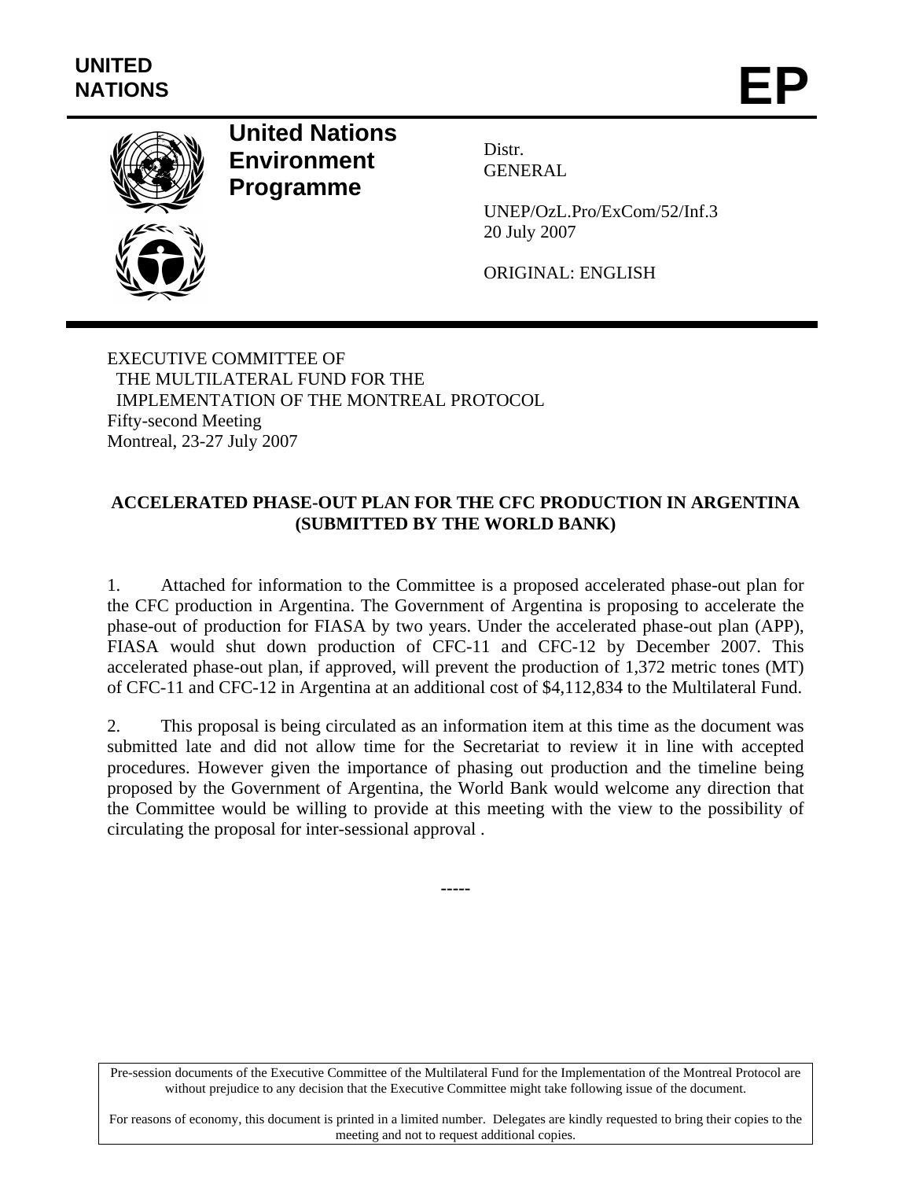UNITED NATIONS

# EP

**United Nations Environment Programme**

Distr.
GENERAL

UNEP/OzL.Pro/ExCom/52/Inf.3
20 July 2007

ORIGINAL: ENGLISH

EXECUTIVE COMMITTEE OF
THE MULTILATERAL FUND FOR THE
IMPLEMENTATION OF THE MONTREAL PROTOCOL
Fifty-second Meeting
Montreal, 23-27 July 2007

## ACCELERATED PHASE-OUT PLAN FOR THE CFC PRODUCTION IN ARGENTINA (SUBMITTED BY THE WORLD BANK)

1. Attached for information to the Committee is a proposed accelerated phase-out plan for the CFC production in Argentina. The Government of Argentina is proposing to accelerate the phase-out of production for FIASA by two years. Under the accelerated phase-out plan (APP), FIASA would shut down production of CFC-11 and CFC-12 by December 2007. This accelerated phase-out plan, if approved, will prevent the production of 1,372 metric tones (MT) of CFC-11 and CFC-12 in Argentina at an additional cost of $4,112,834 to the Multilateral Fund.

2. This proposal is being circulated as an information item at this time as the document was submitted late and did not allow time for the Secretariat to review it in line with accepted procedures. However given the importance of phasing out production and the timeline being proposed by the Government of Argentina, the World Bank would welcome any direction that the Committee would be willing to provide at this meeting with the view to the possibility of circulating the proposal for inter-sessional approval .

-----

Pre-session documents of the Executive Committee of the Multilateral Fund for the Implementation of the Montreal Protocol are without prejudice to any decision that the Executive Committee might take following issue of the document.

For reasons of economy, this document is printed in a limited number. Delegates are kindly requested to bring their copies to the meeting and not to request additional copies.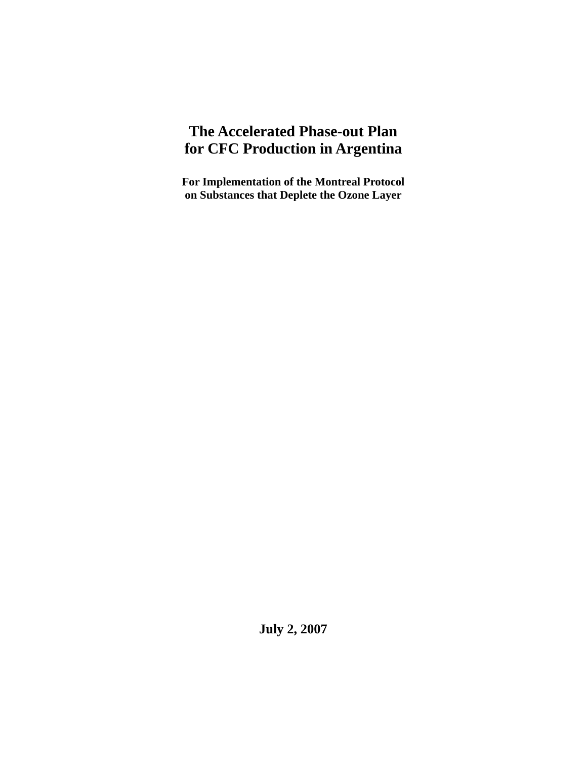# The Accelerated Phase-out Plan for CFC Production in Argentina

**For Implementation of the Montreal Protocol on Substances that Deplete the Ozone Layer**

**July 2, 2007**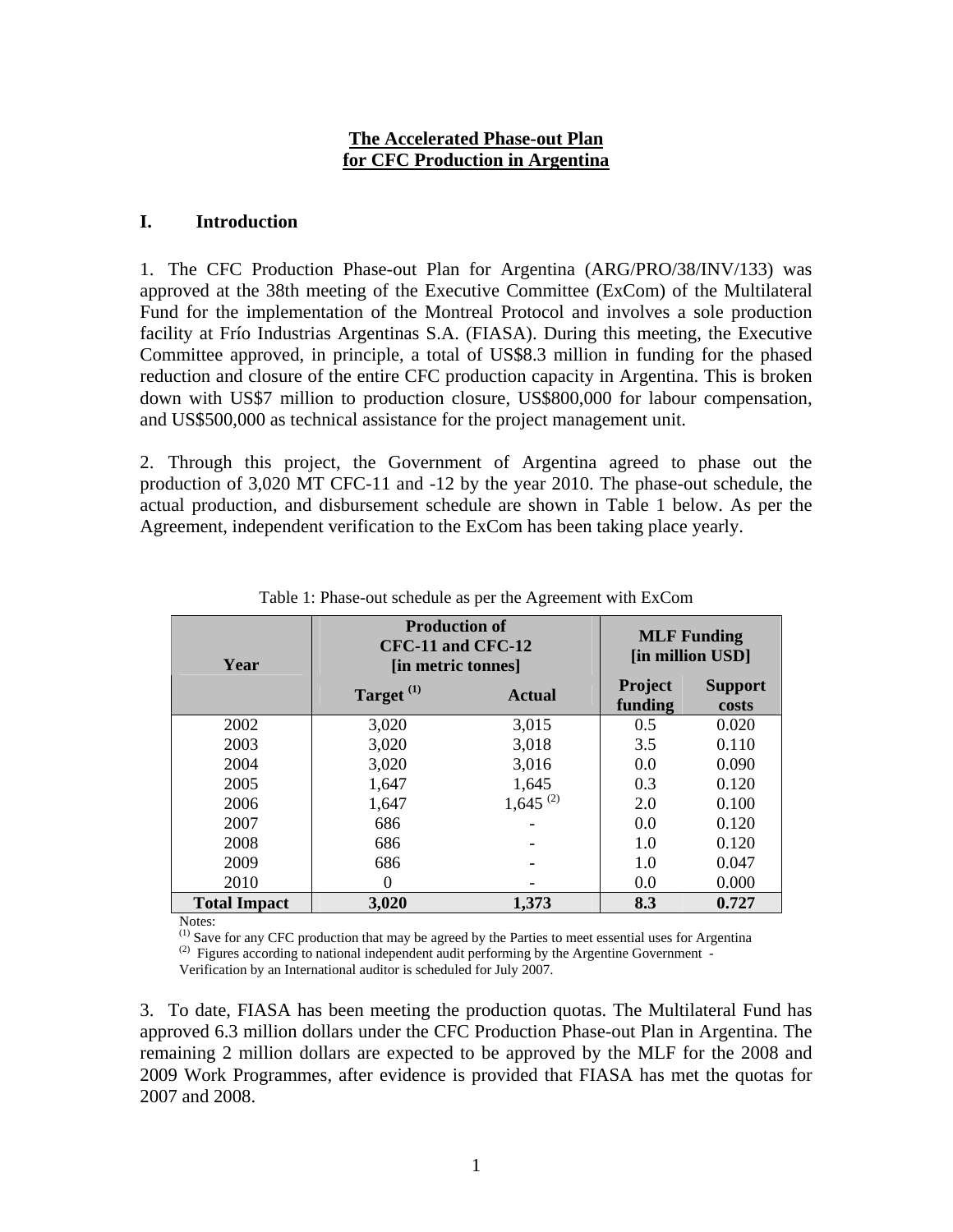# The Accelerated Phase-out Plan for CFC Production in Argentina

## I. Introduction

1. The CFC Production Phase-out Plan for Argentina (ARG/PRO/38/INV/133) was approved at the 38th meeting of the Executive Committee (ExCom) of the Multilateral Fund for the implementation of the Montreal Protocol and involves a sole production facility at Frío Industrias Argentinas S.A. (FIASA). During this meeting, the Executive Committee approved, in principle, a total of US$8.3 million in funding for the phased reduction and closure of the entire CFC production capacity in Argentina. This is broken down with US$7 million to production closure, US$800,000 for labour compensation, and US$500,000 as technical assistance for the project management unit.

2. Through this project, the Government of Argentina agreed to phase out the production of 3,020 MT CFC-11 and -12 by the year 2010. The phase-out schedule, the actual production, and disbursement schedule are shown in Table 1 below. As per the Agreement, independent verification to the ExCom has been taking place yearly.

Table 1: Phase-out schedule as per the Agreement with ExCom

| Year | Production of CFC-11 and CFC-12 [in metric tonnes] | | MLF Funding [in million USD] | |
|---|---|---|---|---|
| | Target [(1)] | Actual | Project funding | Support costs |
| 2002 | 3,020 | 3,015 | 0.5 | 0.020 |
| 2003 | 3,020 | 3,018 | 3.5 | 0.110 |
| 2004 | 3,020 | 3,016 | 0.0 | 0.090 |
| 2005 | 1,647 | 1,645 | 0.3 | 0.120 |
| 2006 | 1,647 | 1,645 [(2)] | 2.0 | 0.100 |
| 2007 | 686 | - | 0.0 | 0.120 |
| 2008 | 686 | - | 1.0 | 0.120 |
| 2009 | 686 | - | 1.0 | 0.047 |
| 2010 | 0 | - | 0.0 | 0.000 |
| **Total Impact** | **3,020** | **1,373** | **8.3** | **0.727** |

Notes:

(1) Save for any CFC production that may be agreed by the Parties to meet essential uses for Argentina

(2) Figures according to national independent audit performing by the Argentine Government - Verification by an International auditor is scheduled for July 2007.

3. To date, FIASA has been meeting the production quotas. The Multilateral Fund has approved 6.3 million dollars under the CFC Production Phase-out Plan in Argentina. The remaining 2 million dollars are expected to be approved by the MLF for the 2008 and 2009 Work Programmes, after evidence is provided that FIASA has met the quotas for 2007 and 2008.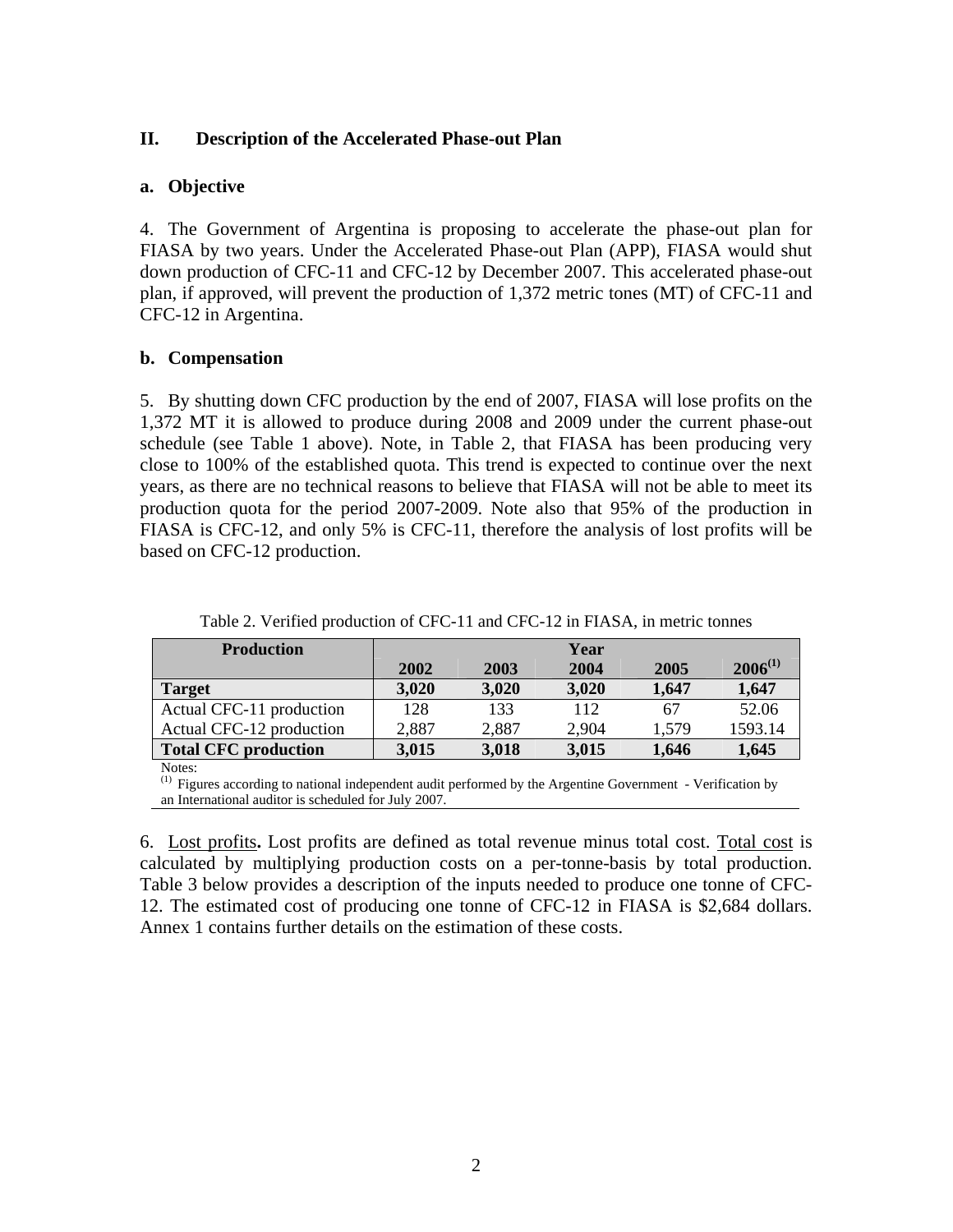## II. Description of the Accelerated Phase-out Plan

### a. Objective

4. The Government of Argentina is proposing to accelerate the phase-out plan for FIASA by two years. Under the Accelerated Phase-out Plan (APP), FIASA would shut down production of CFC-11 and CFC-12 by December 2007. This accelerated phase-out plan, if approved, will prevent the production of 1,372 metric tones (MT) of CFC-11 and CFC-12 in Argentina.

### b. Compensation

5. By shutting down CFC production by the end of 2007, FIASA will lose profits on the 1,372 MT it is allowed to produce during 2008 and 2009 under the current phase-out schedule (see Table 1 above). Note, in Table 2, that FIASA has been producing very close to 100% of the established quota. This trend is expected to continue over the next years, as there are no technical reasons to believe that FIASA will not be able to meet its production quota for the period 2007-2009. Note also that 95% of the production in FIASA is CFC-12, and only 5% is CFC-11, therefore the analysis of lost profits will be based on CFC-12 production.

Table 2. Verified production of CFC-11 and CFC-12 in FIASA, in metric tonnes

| Production | Year | | | | |
|---|---|---|---|---|---|
| | **2002** | **2003** | **2004** | **2005** | **2006[(1)]** |
| **Target** | **3,020** | **3,020** | **3,020** | **1,647** | **1,647** |
| Actual CFC-11 production | 128 | 133 | 112 | 67 | 52.06 |
| Actual CFC-12 production | 2,887 | 2,887 | 2,904 | 1,579 | 1593.14 |
| **Total CFC production** | **3,015** | **3,018** | **3,015** | **1,646** | **1,645** |

Notes:
[(1)] Figures according to national independent audit performed by the Argentine Government - Verification by an International auditor is scheduled for July 2007.

6. Lost profits**.** Lost profits are defined as total revenue minus total cost. Total cost is calculated by multiplying production costs on a per-tonne-basis by total production. Table 3 below provides a description of the inputs needed to produce one tonne of CFC-12. The estimated cost of producing one tonne of CFC-12 in FIASA is $2,684 dollars. Annex 1 contains further details on the estimation of these costs.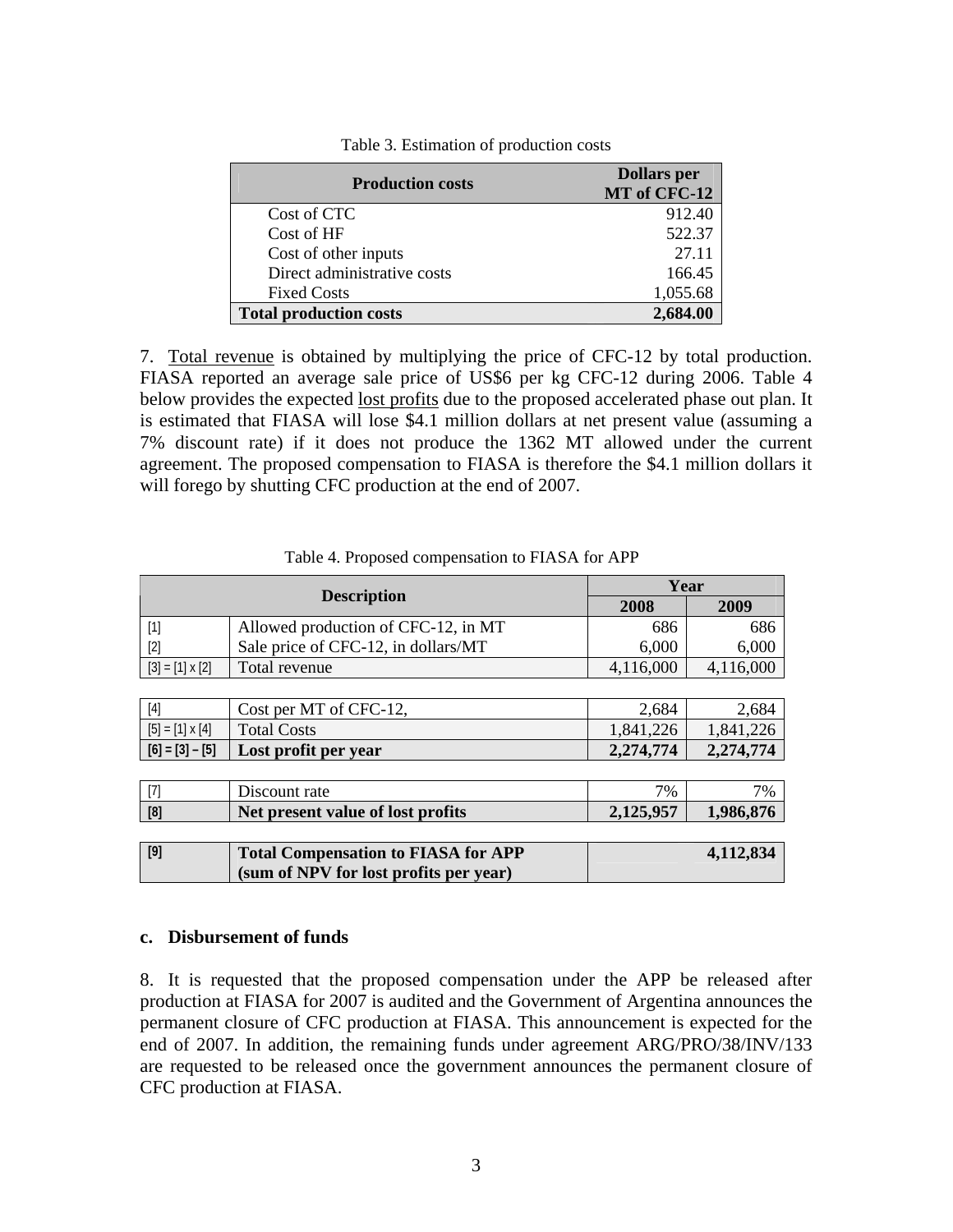Table 3. Estimation of production costs

| Production costs | Dollars per MT of CFC-12 |
|---|---|
| Cost of CTC | 912.40 |
| Cost of HF | 522.37 |
| Cost of other inputs | 27.11 |
| Direct administrative costs | 166.45 |
| Fixed Costs | 1,055.68 |
| **Total production costs** | **2,684.00** |

7. Total revenue is obtained by multiplying the price of CFC-12 by total production. FIASA reported an average sale price of US$6 per kg CFC-12 during 2006. Table 4 below provides the expected lost profits due to the proposed accelerated phase out plan. It is estimated that FIASA will lose $4.1 million dollars at net present value (assuming a 7% discount rate) if it does not produce the 1362 MT allowed under the current agreement. The proposed compensation to FIASA is therefore the $4.1 million dollars it will forego by shutting CFC production at the end of 2007.

Table 4. Proposed compensation to FIASA for APP

| Description | | Year | |
|---|---|---|---|
| | | 2008 | 2009 |
| [1] | Allowed production of CFC-12, in MT | 686 | 686 |
| [2] | Sale price of CFC-12, in dollars/MT | 6,000 | 6,000 |
| [3] = [1] x [2] | Total revenue | 4,116,000 | 4,116,000 |
| [4] | Cost per MT of CFC-12, | 2,684 | 2,684 |
| [5] = [1] x [4] | Total Costs | 1,841,226 | 1,841,226 |
| **[6] = [3] – [5]** | **Lost profit per year** | **2,274,774** | **2,274,774** |
| [7] | Discount rate | 7% | 7% |
| **[8]** | **Net present value of lost profits** | **2,125,957** | **1,986,876** |
| **[9]** | **Total Compensation to FIASA for APP (sum of NPV for lost profits per year)** | | **4,112,834** |

**c. Disbursement of funds**

8. It is requested that the proposed compensation under the APP be released after production at FIASA for 2007 is audited and the Government of Argentina announces the permanent closure of CFC production at FIASA. This announcement is expected for the end of 2007. In addition, the remaining funds under agreement ARG/PRO/38/INV/133 are requested to be released once the government announces the permanent closure of CFC production at FIASA.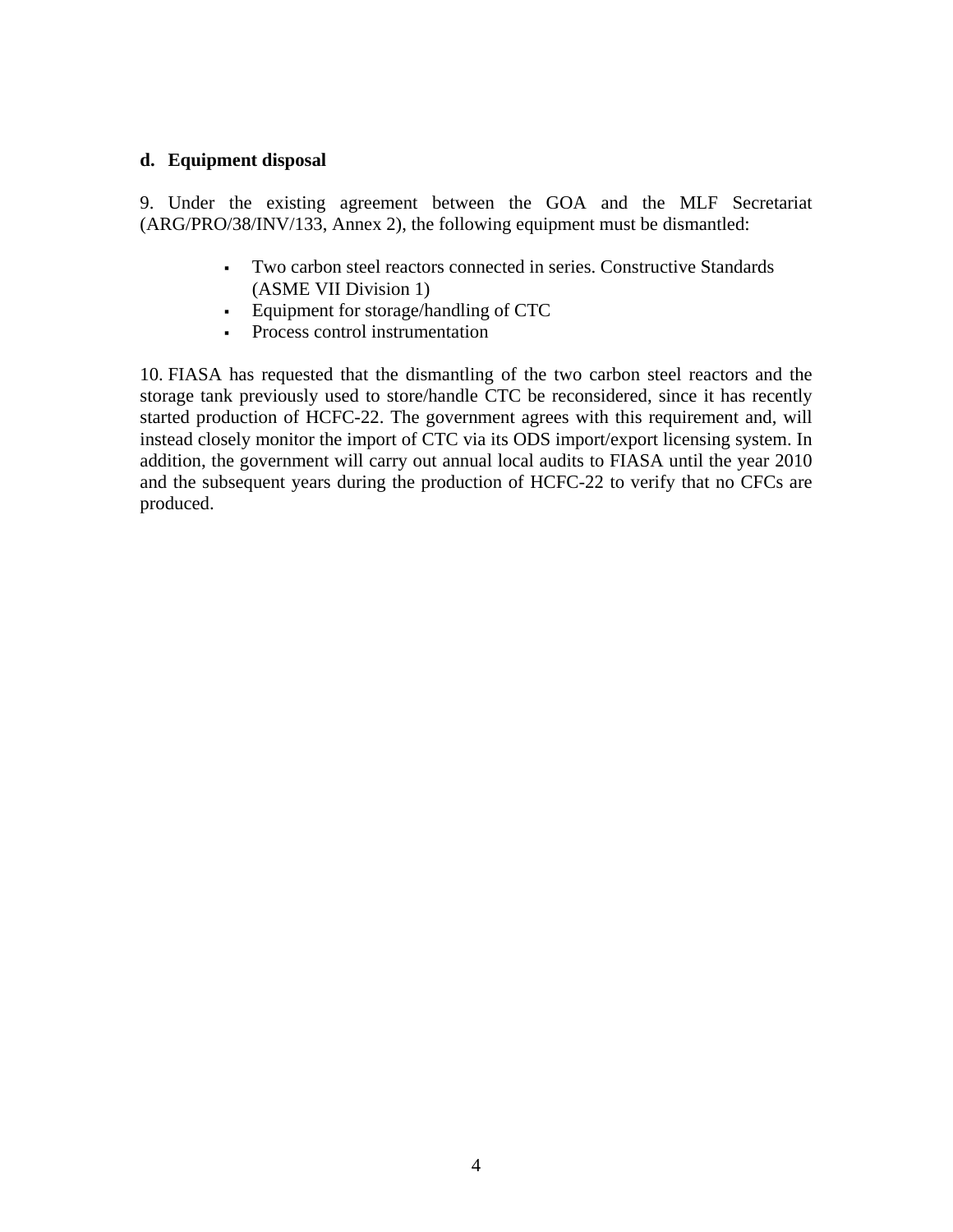### d. Equipment disposal

9. Under the existing agreement between the GOA and the MLF Secretariat (ARG/PRO/38/INV/133, Annex 2), the following equipment must be dismantled:

- Two carbon steel reactors connected in series. Constructive Standards (ASME VII Division 1)
- Equipment for storage/handling of CTC
- Process control instrumentation

10. FIASA has requested that the dismantling of the two carbon steel reactors and the storage tank previously used to store/handle CTC be reconsidered, since it has recently started production of HCFC-22. The government agrees with this requirement and, will instead closely monitor the import of CTC via its ODS import/export licensing system. In addition, the government will carry out annual local audits to FIASA until the year 2010 and the subsequent years during the production of HCFC-22 to verify that no CFCs are produced.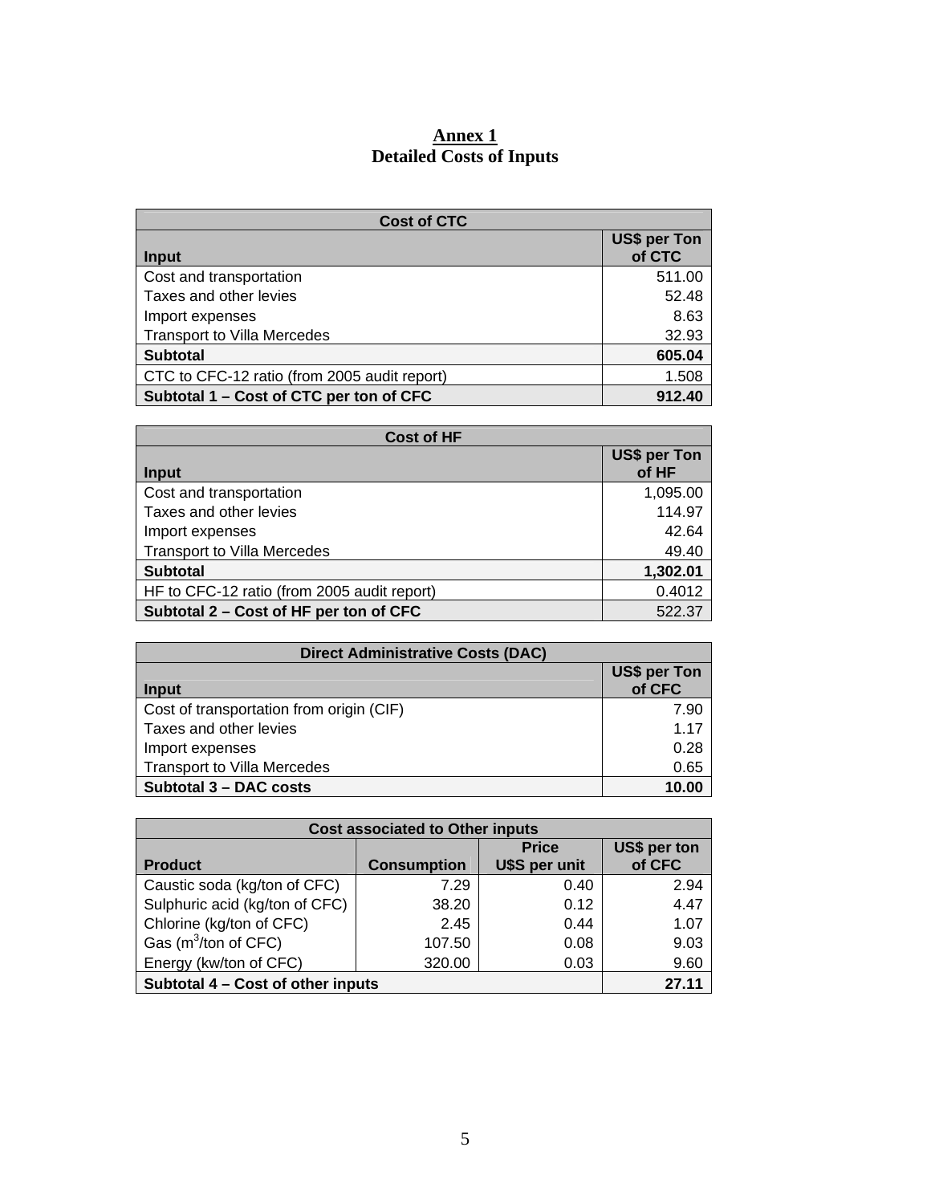# Annex 1
## Detailed Costs of Inputs

| Cost of CTC | |
|---|---|
| **Input** | **US$ per Ton of CTC** |
| Cost and transportation | 511.00 |
| Taxes and other levies | 52.48 |
| Import expenses | 8.63 |
| Transport to Villa Mercedes | 32.93 |
| **Subtotal** | **605.04** |
| CTC to CFC-12 ratio (from 2005 audit report) | 1.508 |
| **Subtotal 1 – Cost of CTC per ton of CFC** | **912.40** |

| Cost of HF | |
|---|---|
| **Input** | **US$ per Ton of HF** |
| Cost and transportation | 1,095.00 |
| Taxes and other levies | 114.97 |
| Import expenses | 42.64 |
| Transport to Villa Mercedes | 49.40 |
| **Subtotal** | **1,302.01** |
| HF to CFC-12 ratio (from 2005 audit report) | 0.4012 |
| **Subtotal 2 – Cost of HF per ton of CFC** | 522.37 |

| Direct Administrative Costs (DAC) | |
|---|---|
| **Input** | **US$ per Ton of CFC** |
| Cost of transportation from origin (CIF) | 7.90 |
| Taxes and other levies | 1.17 |
| Import expenses | 0.28 |
| Transport to Villa Mercedes | 0.65 |
| **Subtotal 3 – DAC costs** | **10.00** |

| Cost associated to Other inputs | | | |
|---|---|---|---|
| **Product** | **Consumption** | **Price U$S per unit** | **US$ per ton of CFC** |
| Caustic soda (kg/ton of CFC) | 7.29 | 0.40 | 2.94 |
| Sulphuric acid (kg/ton of CFC) | 38.20 | 0.12 | 4.47 |
| Chlorine (kg/ton of CFC) | 2.45 | 0.44 | 1.07 |
| Gas ($m^3$/ton of CFC) | 107.50 | 0.08 | 9.03 |
| Energy (kw/ton of CFC) | 320.00 | 0.03 | 9.60 |
| **Subtotal 4 – Cost of other inputs** | | | **27.11** |